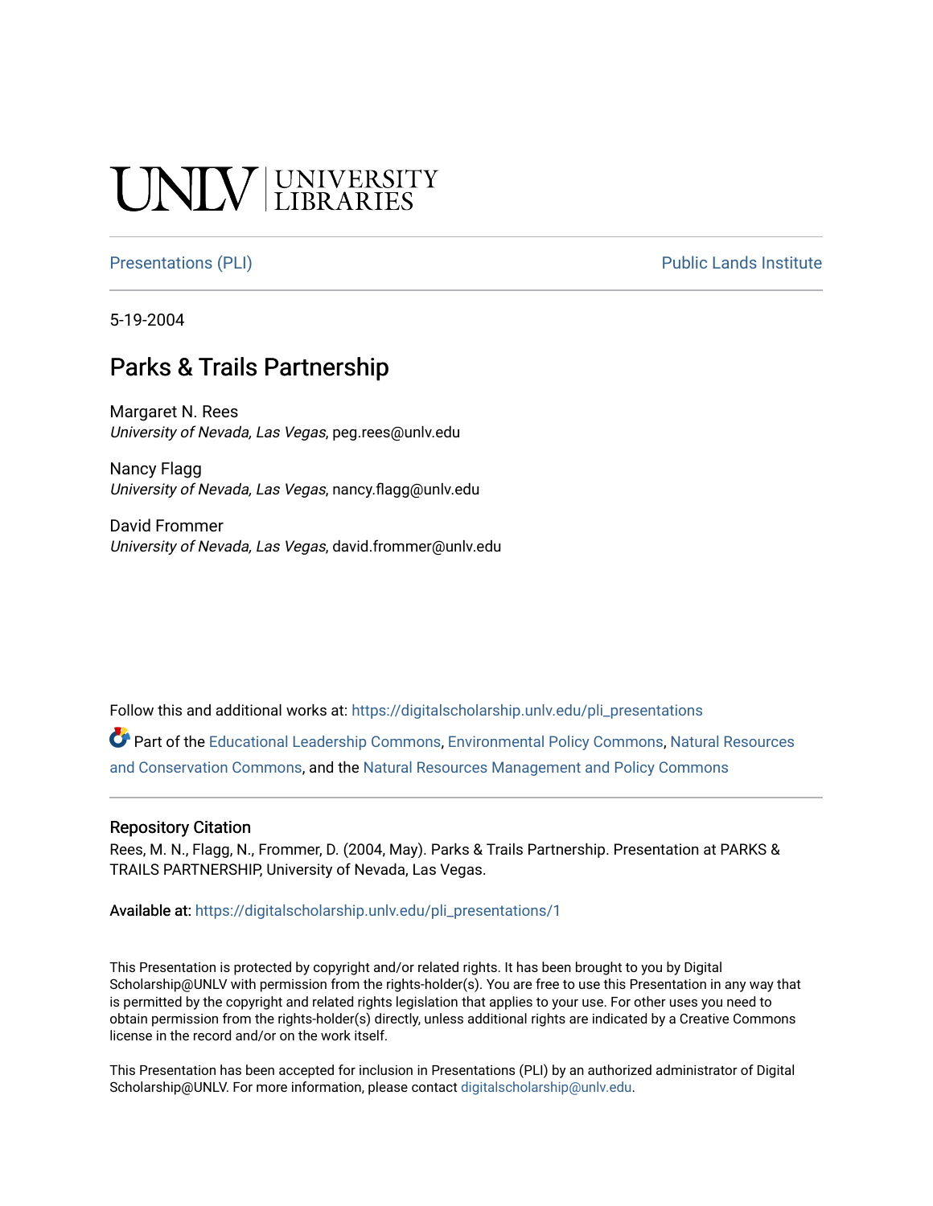UNLV | UNIVERSITY LIBRARIES

Presentations (PLI) | Public Lands Institute

5-19-2004

# Parks & Trails Partnership

Margaret N. Rees
*University of Nevada, Las Vegas*, peg.rees@unlv.edu

Nancy Flagg
*University of Nevada, Las Vegas*, nancy.flagg@unlv.edu

David Frommer
*University of Nevada, Las Vegas*, david.frommer@unlv.edu

Follow this and additional works at: https://digitalscholarship.unlv.edu/pli_presentations

Part of the Educational Leadership Commons, Environmental Policy Commons, Natural Resources and Conservation Commons, and the Natural Resources Management and Policy Commons

### Repository Citation

Rees, M. N., Flagg, N., Frommer, D. (2004, May). Parks & Trails Partnership. Presentation at PARKS & TRAILS PARTNERSHIP, University of Nevada, Las Vegas.

Available at: https://digitalscholarship.unlv.edu/pli_presentations/1

This Presentation is protected by copyright and/or related rights. It has been brought to you by Digital Scholarship@UNLV with permission from the rights-holder(s). You are free to use this Presentation in any way that is permitted by the copyright and related rights legislation that applies to your use. For other uses you need to obtain permission from the rights-holder(s) directly, unless additional rights are indicated by a Creative Commons license in the record and/or on the work itself.

This Presentation has been accepted for inclusion in Presentations (PLI) by an authorized administrator of Digital Scholarship@UNLV. For more information, please contact digitalscholarship@unlv.edu.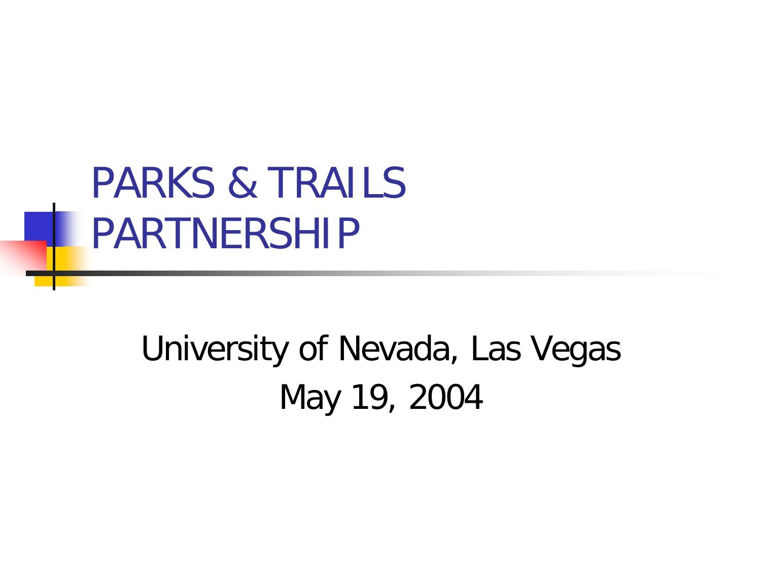# PARKS & TRAILS PARTNERSHIP

University of Nevada, Las Vegas

May 19, 2004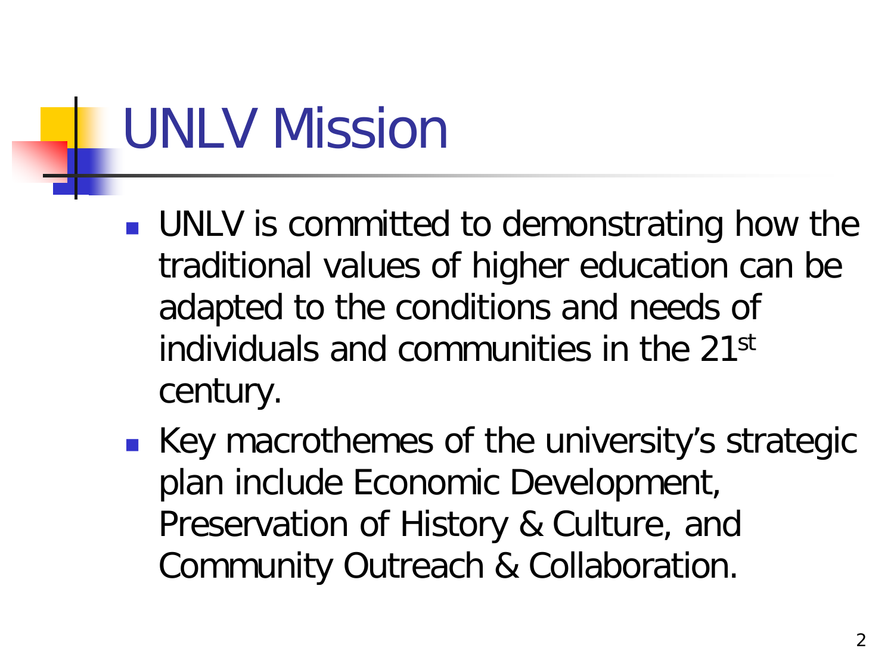# UNLV Mission

- UNLV is committed to demonstrating how the traditional values of higher education can be adapted to the conditions and needs of individuals and communities in the 21st century.
- Key macrothemes of the university's strategic plan include Economic Development, Preservation of History & Culture, and Community Outreach & Collaboration.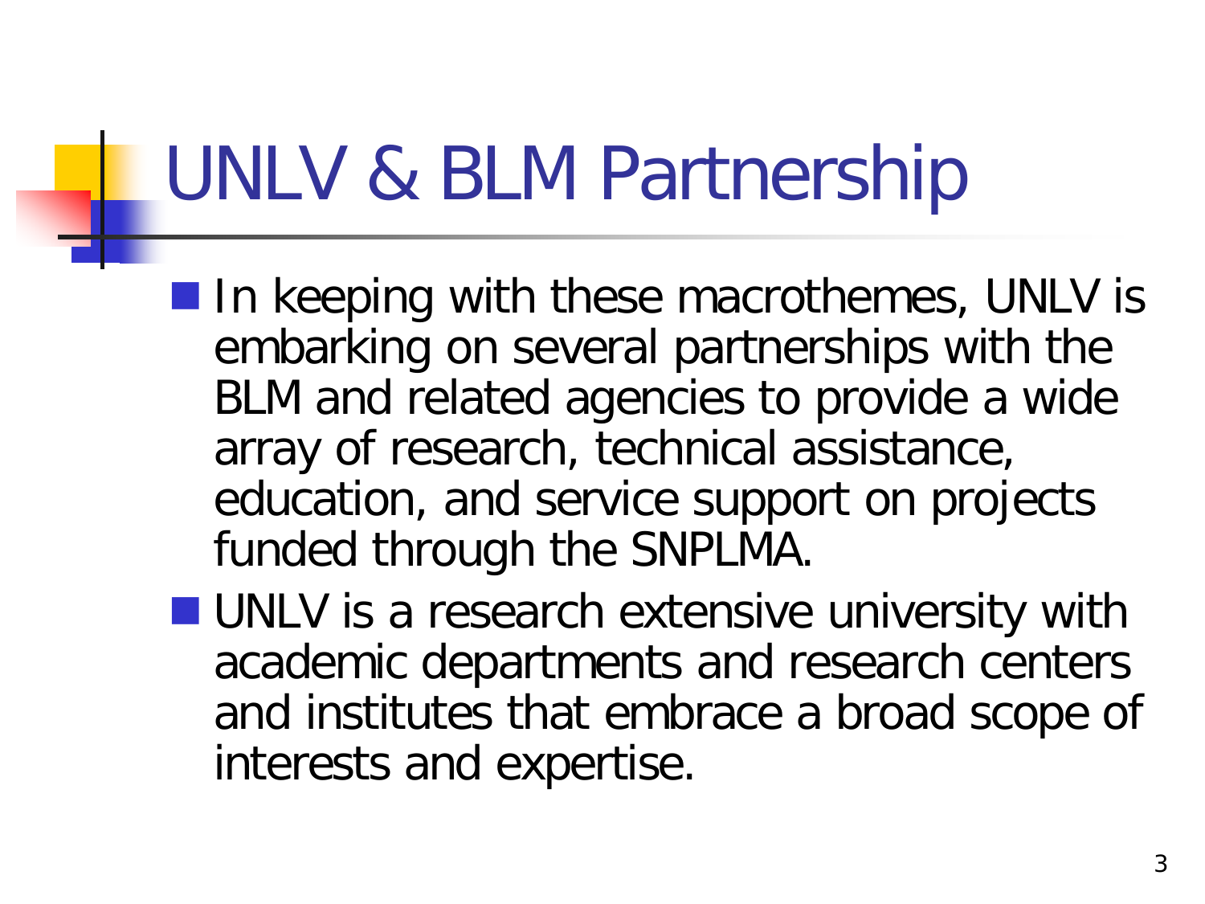# UNLV & BLM Partnership

- In keeping with these macrothemes, UNLV is embarking on several partnerships with the BLM and related agencies to provide a wide array of research, technical assistance, education, and service support on projects funded through the SNPLMA.
- UNLV is a research extensive university with academic departments and research centers and institutes that embrace a broad scope of interests and expertise.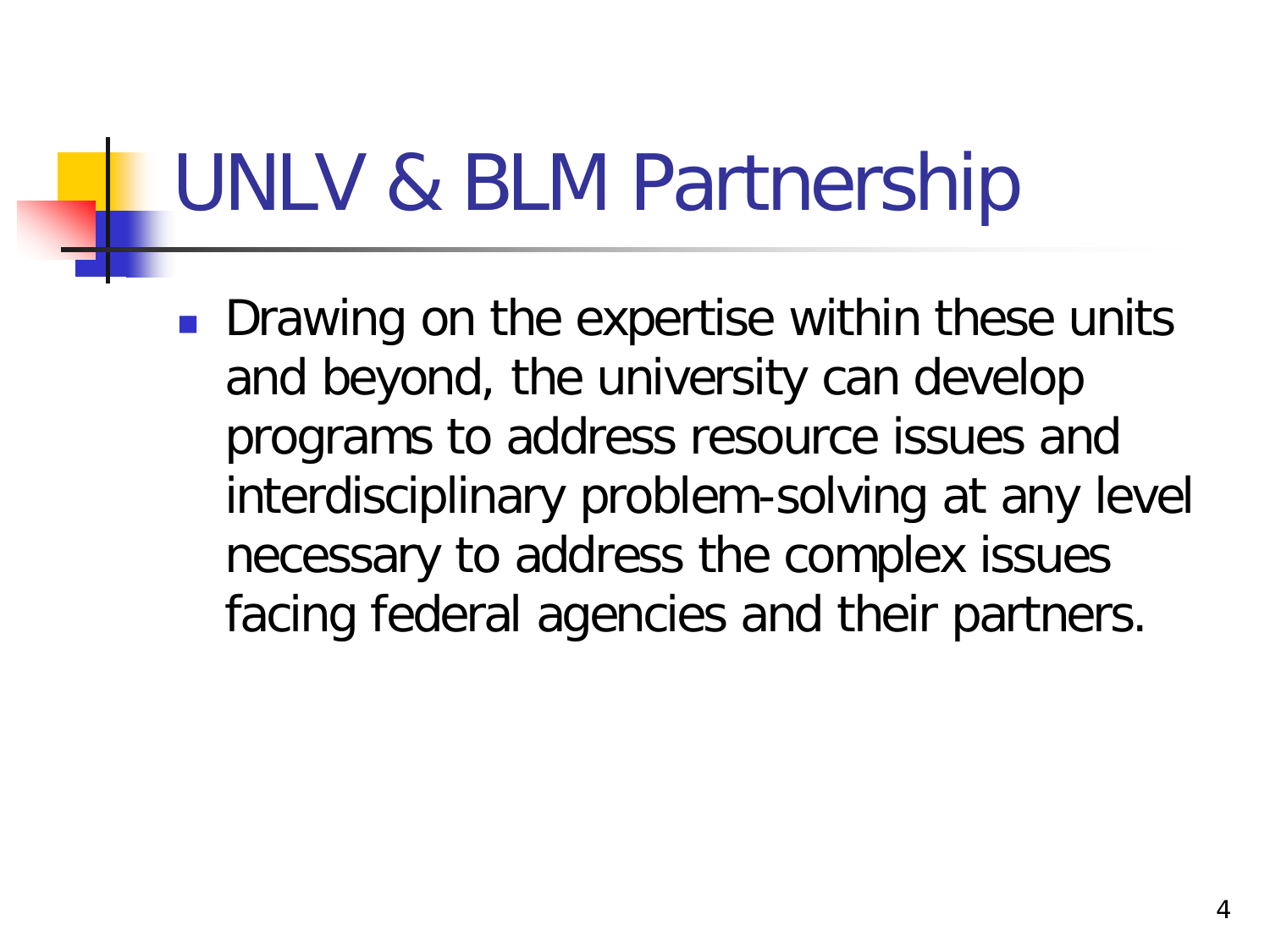# UNLV & BLM Partnership

- Drawing on the expertise within these units and beyond, the university can develop programs to address resource issues and interdisciplinary problem-solving at any level necessary to address the complex issues facing federal agencies and their partners.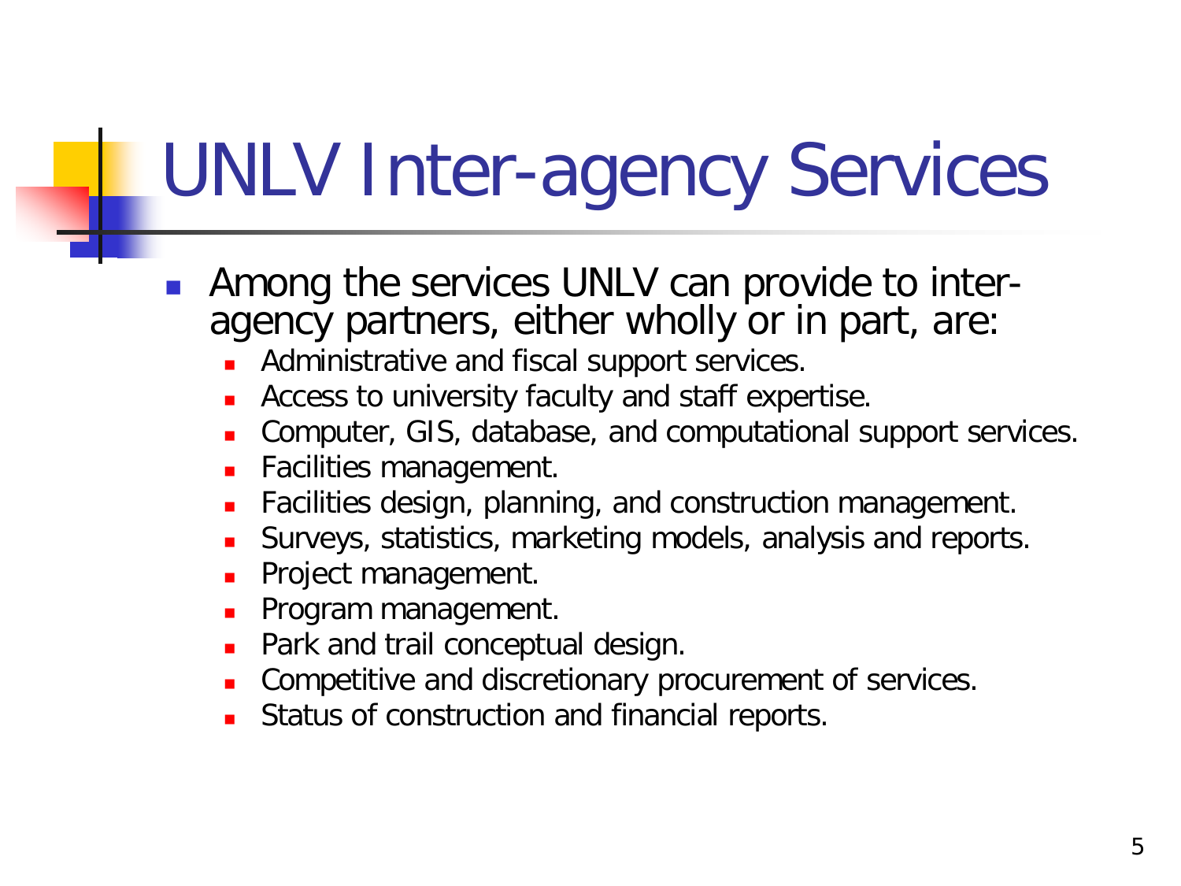# UNLV Inter-agency Services

- Among the services UNLV can provide to inter-agency partners, either wholly or in part, are:
  - Administrative and fiscal support services.
  - Access to university faculty and staff expertise.
  - Computer, GIS, database, and computational support services.
  - Facilities management.
  - Facilities design, planning, and construction management.
  - Surveys, statistics, marketing models, analysis and reports.
  - Project management.
  - Program management.
  - Park and trail conceptual design.
  - Competitive and discretionary procurement of services.
  - Status of construction and financial reports.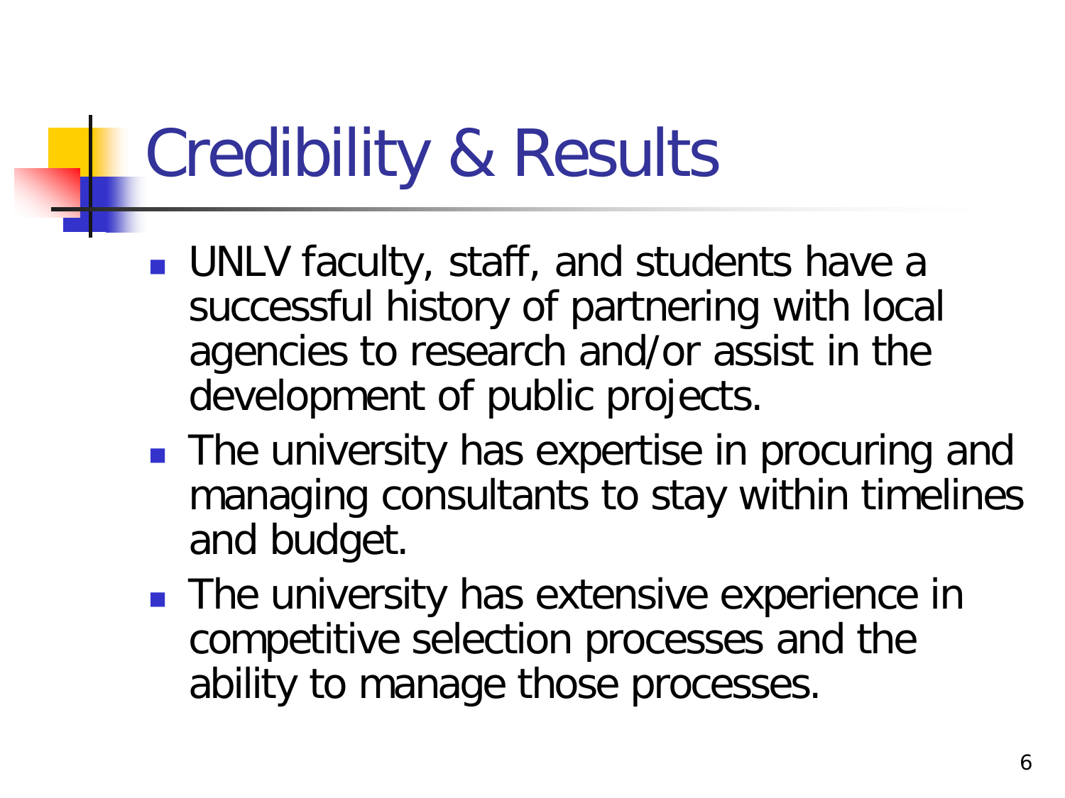# Credibility & Results

- UNLV faculty, staff, and students have a successful history of partnering with local agencies to research and/or assist in the development of public projects.
- The university has expertise in procuring and managing consultants to stay within timelines and budget.
- The university has extensive experience in competitive selection processes and the ability to manage those processes.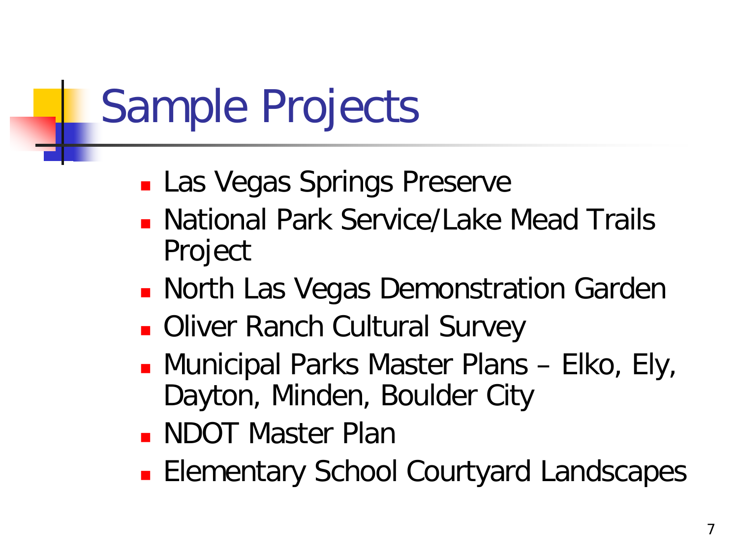# Sample Projects

- Las Vegas Springs Preserve
- National Park Service/Lake Mead Trails Project
- North Las Vegas Demonstration Garden
- Oliver Ranch Cultural Survey
- Municipal Parks Master Plans – Elko, Ely, Dayton, Minden, Boulder City
- NDOT Master Plan
- Elementary School Courtyard Landscapes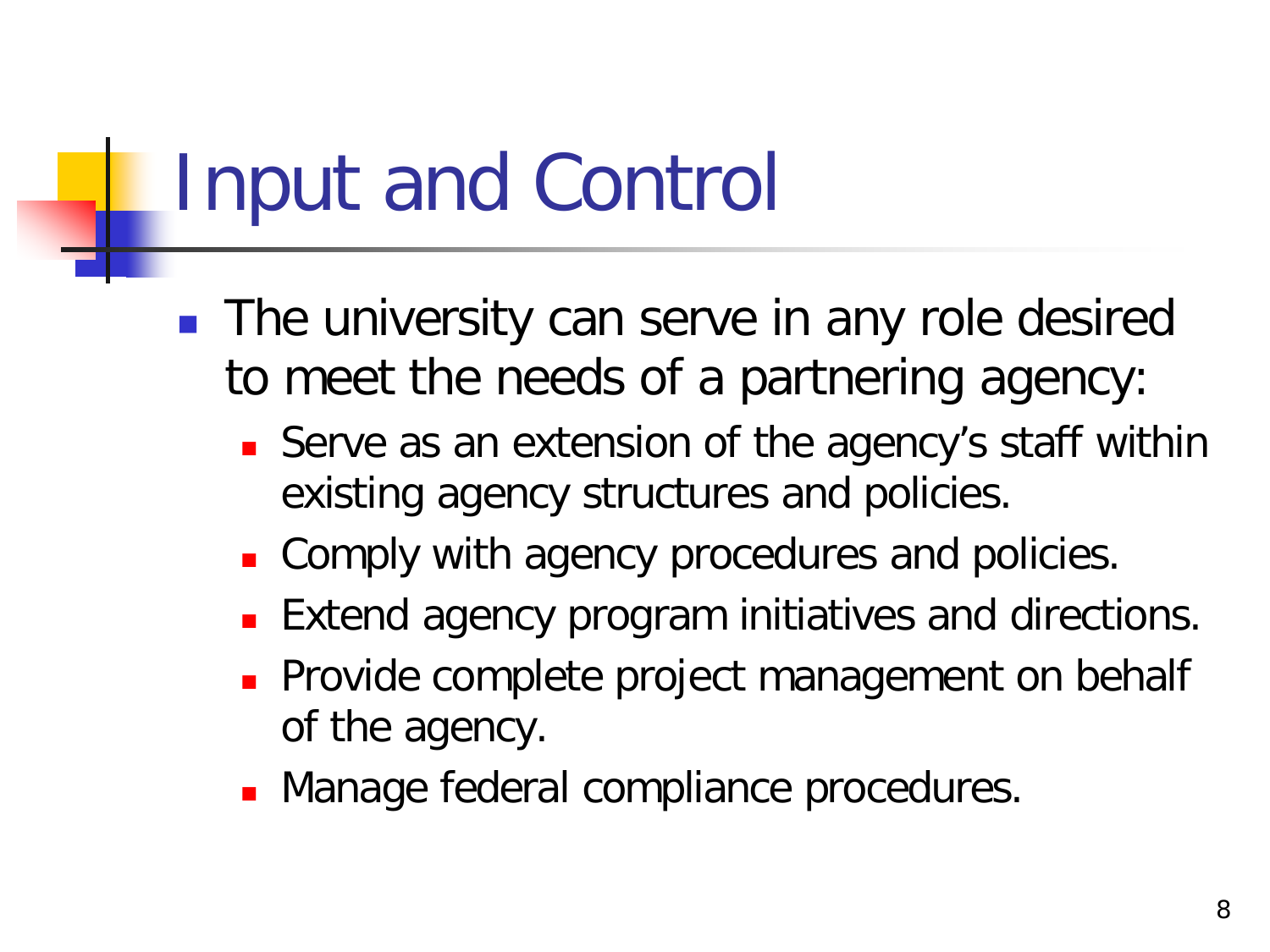# Input and Control

- The university can serve in any role desired to meet the needs of a partnering agency:
  - Serve as an extension of the agency's staff within existing agency structures and policies.
  - Comply with agency procedures and policies.
  - Extend agency program initiatives and directions.
  - Provide complete project management on behalf of the agency.
  - Manage federal compliance procedures.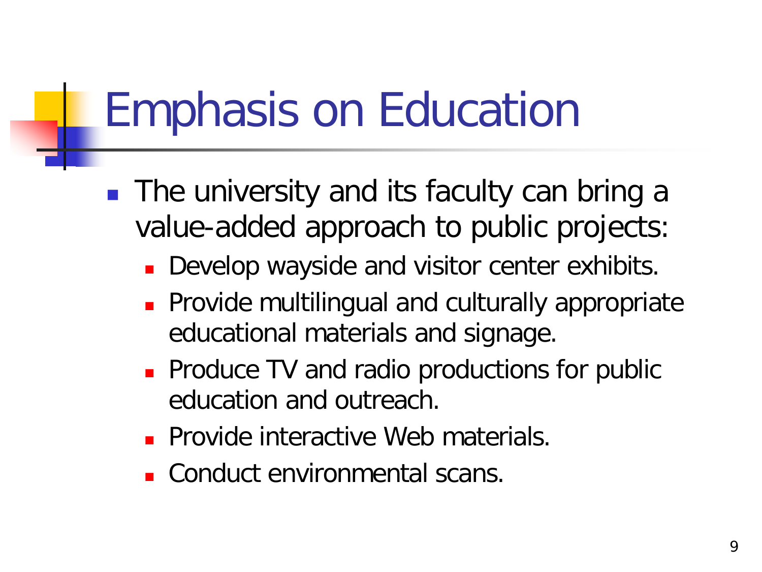# Emphasis on Education

- The university and its faculty can bring a value-added approach to public projects:
  - Develop wayside and visitor center exhibits.
  - Provide multilingual and culturally appropriate educational materials and signage.
  - Produce TV and radio productions for public education and outreach.
  - Provide interactive Web materials.
  - Conduct environmental scans.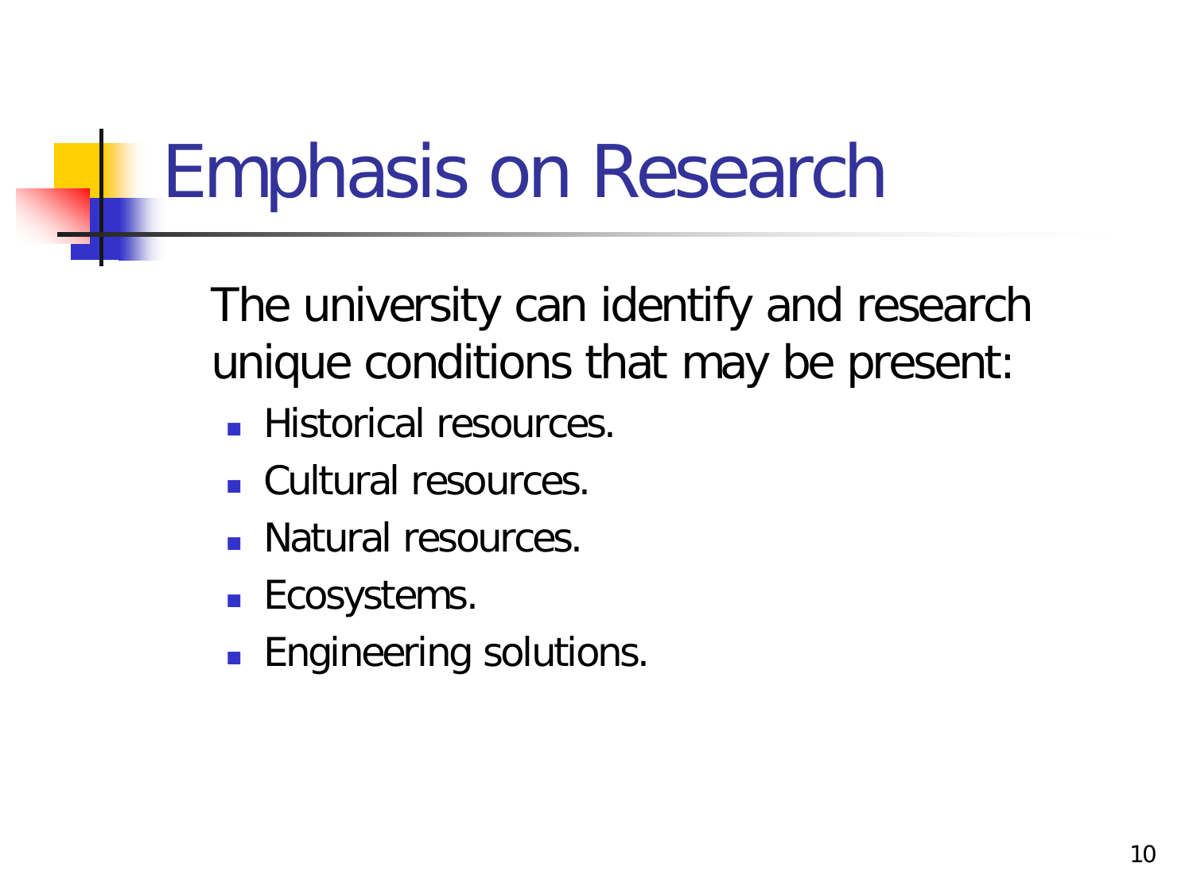# Emphasis on Research

The university can identify and research unique conditions that may be present:

- Historical resources.
- Cultural resources.
- Natural resources.
- Ecosystems.
- Engineering solutions.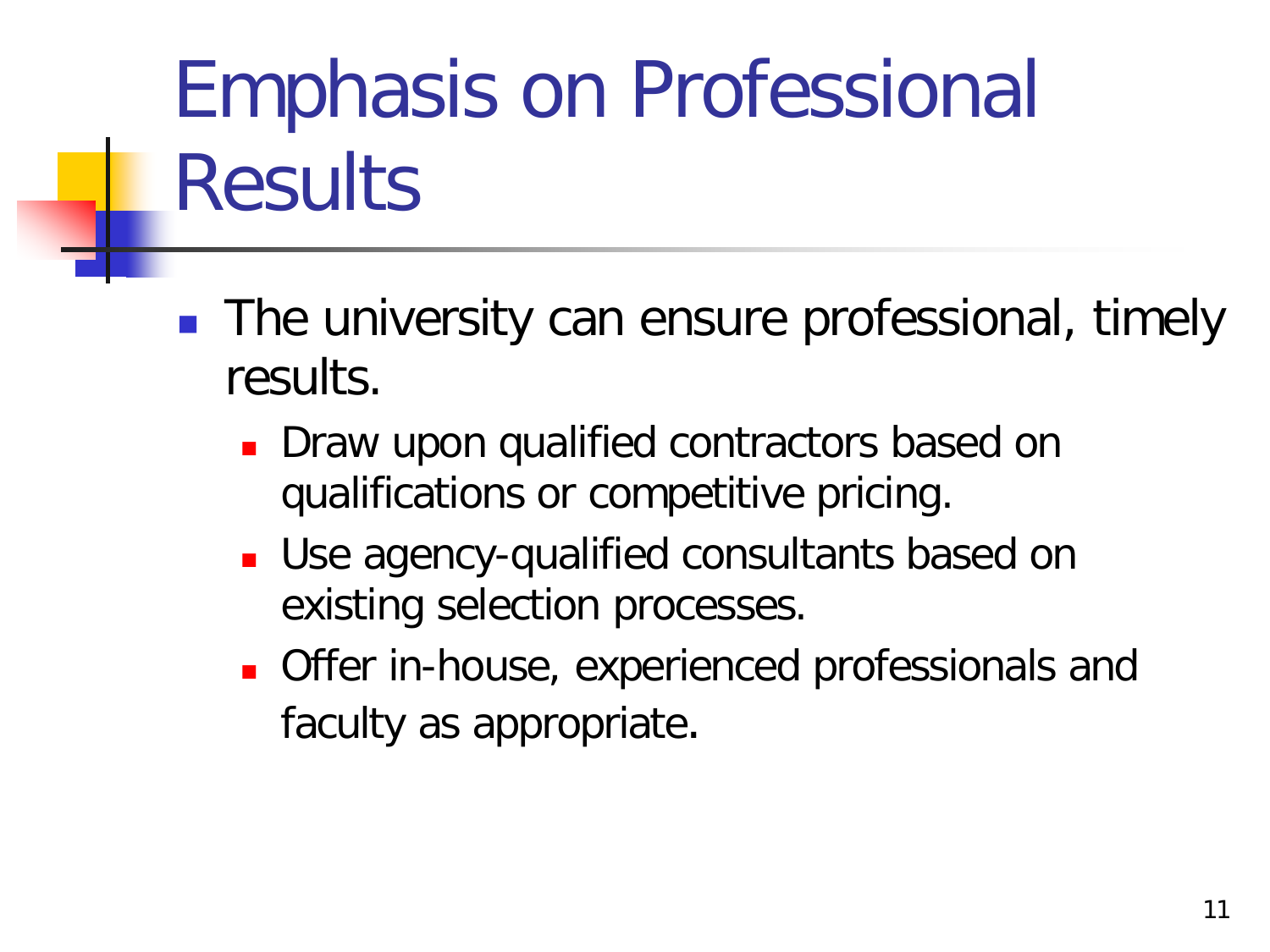# Emphasis on Professional Results

- The university can ensure professional, timely results.
  - Draw upon qualified contractors based on qualifications or competitive pricing.
  - Use agency-qualified consultants based on existing selection processes.
  - Offer in-house, experienced professionals and faculty as appropriate.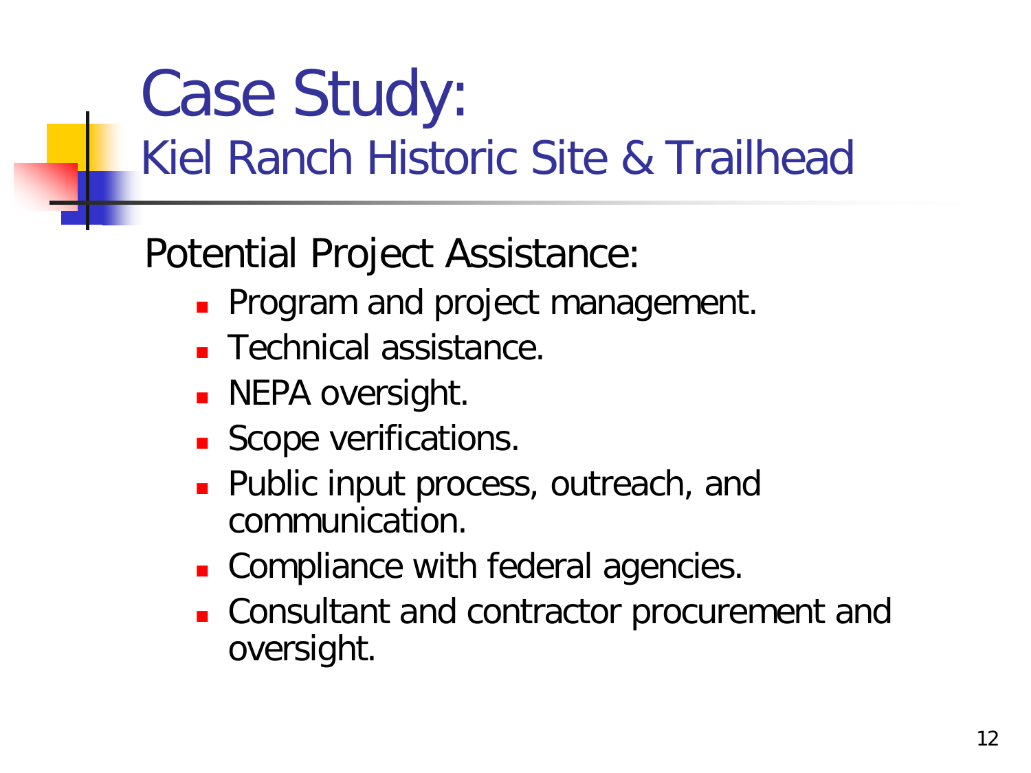# Case Study:
## Kiel Ranch Historic Site & Trailhead

Potential Project Assistance:

- Program and project management.
- Technical assistance.
- NEPA oversight.
- Scope verifications.
- Public input process, outreach, and communication.
- Compliance with federal agencies.
- Consultant and contractor procurement and oversight.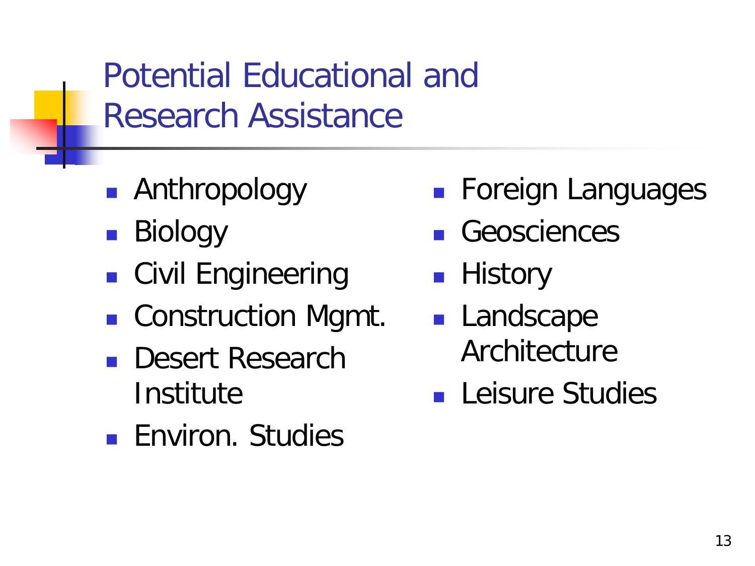# Potential Educational and Research Assistance

- Anthropology
- Biology
- Civil Engineering
- Construction Mgmt.
- Desert Research Institute
- Environ. Studies
- Foreign Languages
- Geosciences
- History
- Landscape Architecture
- Leisure Studies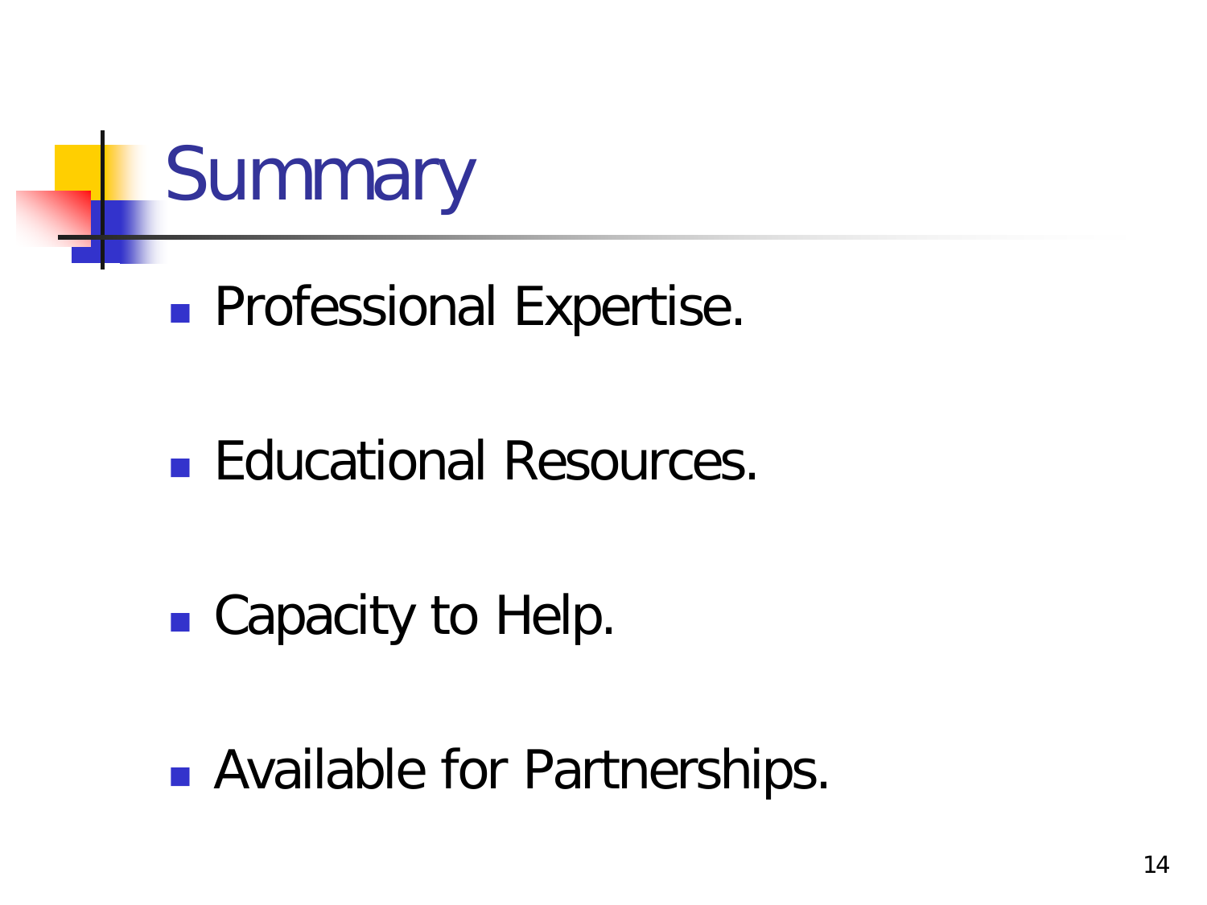# Summary

- Professional Expertise.
- Educational Resources.
- Capacity to Help.
- Available for Partnerships.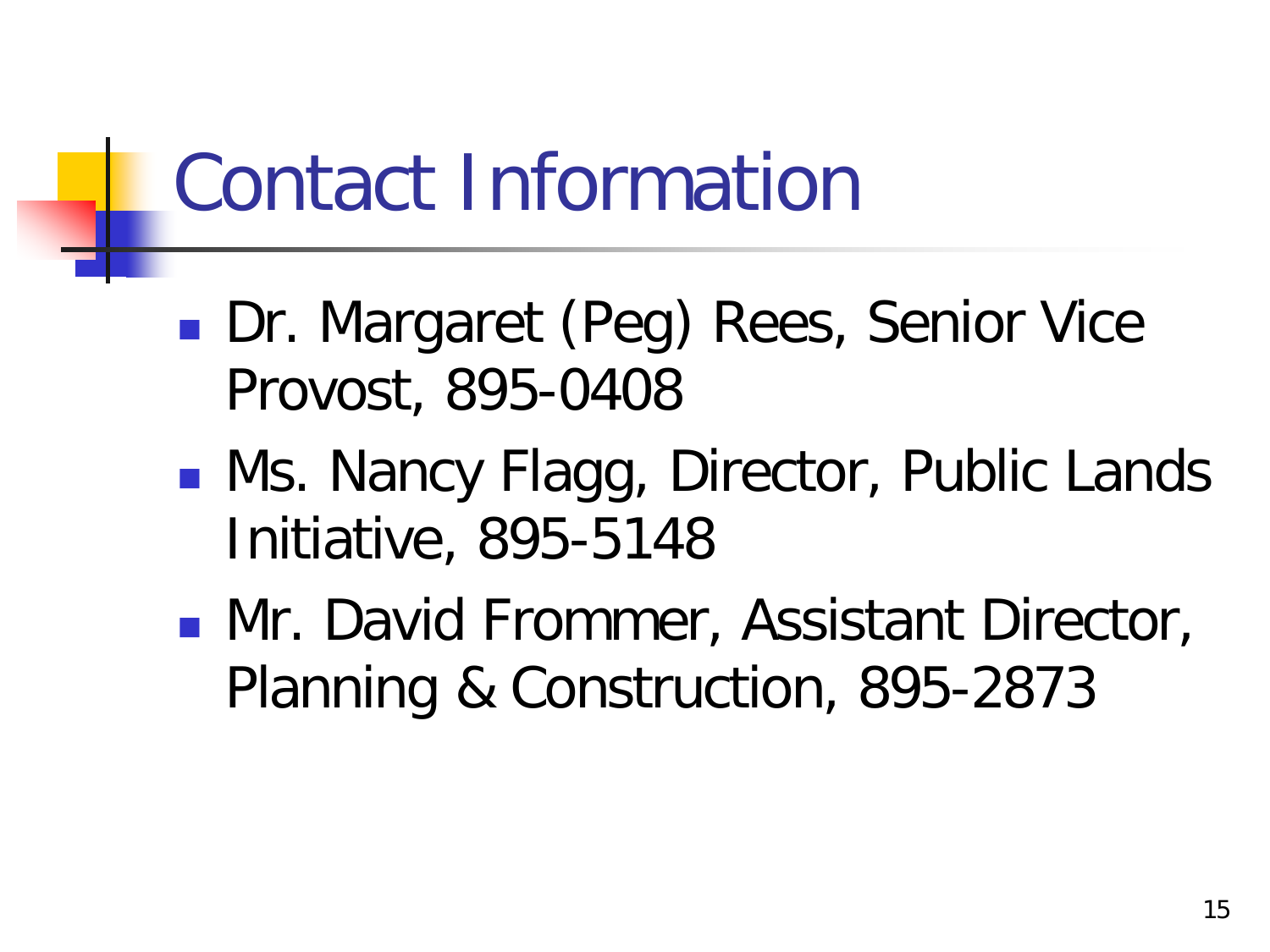# Contact Information

- Dr. Margaret (Peg) Rees, Senior Vice Provost, 895-0408
- Ms. Nancy Flagg, Director, Public Lands Initiative, 895-5148
- Mr. David Frommer, Assistant Director, Planning & Construction, 895-2873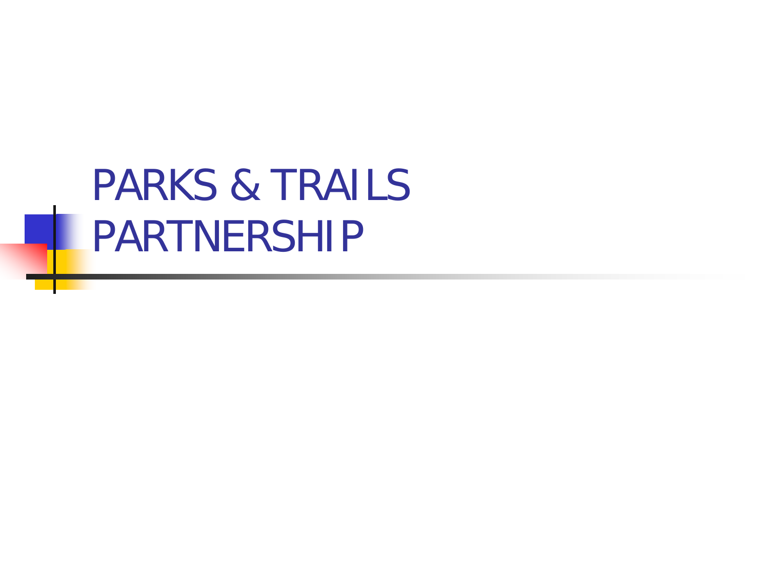# PARKS & TRAILS PARTNERSHIP